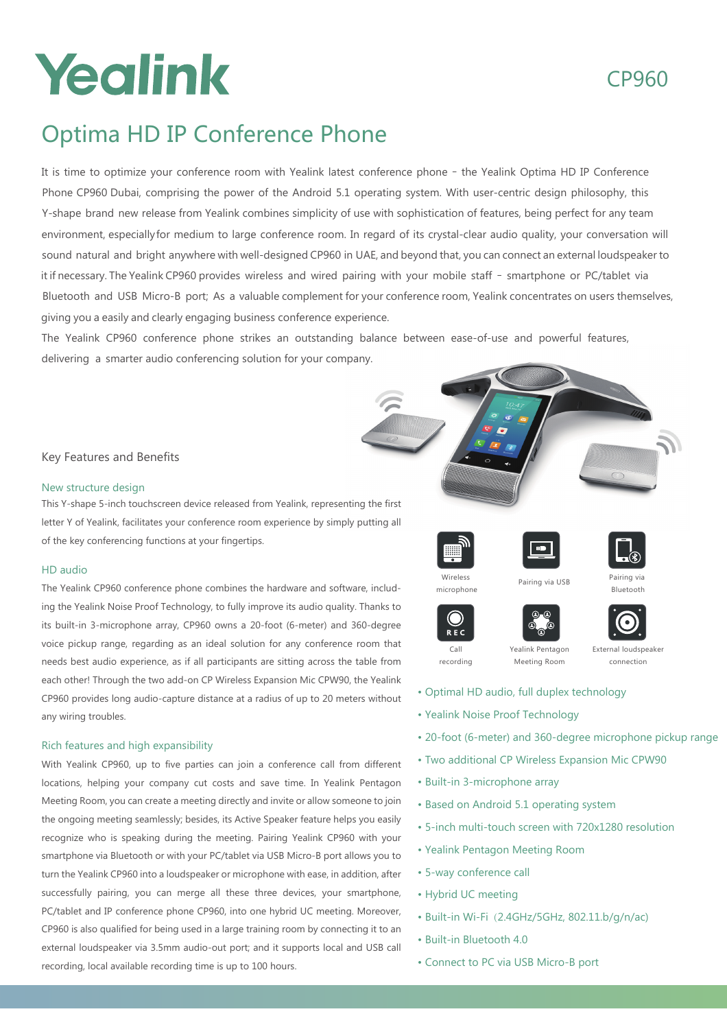# Yealink

## CP960

# Optima HD IP Conference Phone

It is time to optimize your conference room with Yealink latest conference phone - the Yealink Optima HD IP Conference Phone CP960 Dubai, comprising the power of the Android 5.1 operating system. With user-centric design philosophy, this Y-shape brand new release from Yealink combines simplicity of use with sophistication of features, being perfect for any team environment, especially for medium to large conference room. In regard of its crystal-clear audio quality, your conversation will sound natural and bright anywhere with well-designed CP960 in UAE, and beyond that, you can connect an external loudspeaker to it if necessary. The Yealink CP960 provides wireless and wired pairing with your mobile staff - smartphone or PC/tablet via Bluetooth and USB Micro-B port; As a valuable complement for your conference room, Yealink concentrates on users themselves, giving you a easily and clearly engaging business conference experience.

The Yealink CP960 conference phone strikes an outstanding balance between ease-of-use and powerful features, delivering a smarter audio conferencing solution for your company.

## Key Features and Benefits

### New structure design

This Y-shape 5-inch touchscreen device released from Yealink, representing the first letter Y of Yealink, facilitates your conference room experience by simply putting all of the key conferencing functions at your fingertips.

### HD audio

The Yealink CP960 conference phone combines the hardware and software, including the Yealink Noise Proof Technology, to fully improve its audio quality. Thanks to its built-in 3-microphone array, CP960 owns a 20-foot (6-meter) and 360-degree voice pickup range, regarding as an ideal solution for any conference room that needs best audio experience, as if all participants are sitting across the table from each other! Through the two add-on CP Wireless Expansion Mic CPW90, the Yealink CP960 provides long audio-capture distance at a radius of up to 20 meters without any wiring troubles.

### Rich features and high expansibility

With Yealink CP960, up to five parties can join a conference call from different locations, helping your company cut costs and save time. In Yealink Pentagon Meeting Room, you can create a meeting directly and invite or allow someone to join the ongoing meeting seamlessly; besides, its Active Speaker feature helps you easily recognize who is speaking during the meeting. Pairing Yealink CP960 with your smartphone via Bluetooth or with your PC/tablet via USB Micro-B port allows you to turn the Yealink CP960 into a loudspeaker or microphone with ease, in addition, after successfully pairing, you can merge all these three devices, your smartphone, PC/tablet and IP conference phone CP960, into one hybrid UC meeting. Moreover, CP960 is also qualified for being used in a large training room by connecting it to an external loudspeaker via 3.5mm audio-out port; and it supports local and USB call recording, local available recording time is up to 100 hours.

Wireless microphone | Pairing via USB | Pairing via Bluetooth

Call recording | Yealink Pentagon Meeting Room | External loudspeaker connection

- Optimal HD audio, full duplex technology
- Yealink Noise Proof Technology
- 20-foot (6-meter) and 360-degree microphone pickup range
- Two additional CP Wireless Expansion Mic CPW90
- Built-in 3-microphone array
- Based on Android 5.1 operating system
- 5-inch multi-touch screen with 720x1280 resolution
- Yealink Pentagon Meeting Room
- 5-way conference call
- Hybrid UC meeting
- Built-in Wi-Fi (2.4GHz/5GHz, 802.11.b/g/n/ac)
- Built-in Bluetooth 4.0
- Connect to PC via USB Micro-B port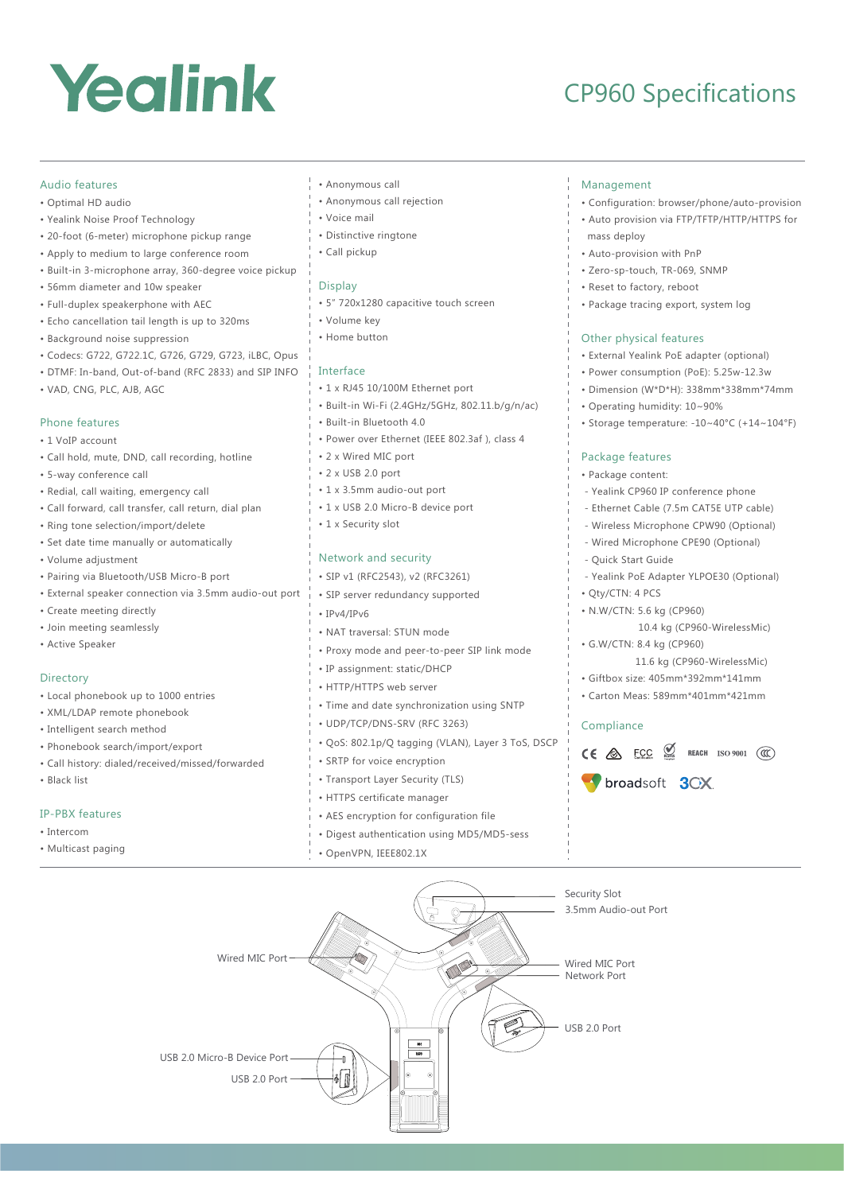# Yealink

## CP960 Specifications

### Audio features

- Optimal HD audio
- Yealink Noise Proof Technology
- 20-foot (6-meter) microphone pickup range
- Apply to medium to large conference room
- Built-in 3-microphone array, 360-degree voice pickup
- 56mm diameter and 10w speaker
- Full-duplex speakerphone with AEC
- Echo cancellation tail length is up to 320ms
- Background noise suppression
- Codecs: G722, G722.1C, G726, G729, G723, iLBC, Opus
- DTMF: In-band, Out-of-band (RFC 2833) and SIP INFO
- VAD, CNG, PLC, AJB, AGC

### Phone features

- 1 VoIP account
- Call hold, mute, DND, call recording, hotline
- 5-way conference call
- Redial, call waiting, emergency call
- Call forward, call transfer, call return, dial plan
- Ring tone selection/import/delete
- Set date time manually or automatically
- Volume adjustment
- Pairing via Bluetooth/USB Micro-B port
- External speaker connection via 3.5mm audio-out port
- Create meeting directly
- Join meeting seamlessly
- Active Speaker

### Directory

- Local phonebook up to 1000 entries
- XML/LDAP remote phonebook
- Intelligent search method
- Phonebook search/import/export
- Call history: dialed/received/missed/forwarded
- Black list

### IP-PBX features

- Intercom
- Multicast paging
- Anonymous call
- Anonymous call rejection
- Voice mail
- Distinctive ringtone
- Call pickup

### Display

- 5" 720x1280 capacitive touch screen
- Volume key
- Home button

### Interface

- 1 x RJ45 10/100M Ethernet port
- Built-in Wi-Fi (2.4GHz/5GHz, 802.11.b/g/n/ac)
- Built-in Bluetooth 4.0
- Power over Ethernet (IEEE 802.3af ), class 4
- 2 x Wired MIC port
- 2 x USB 2.0 port
- 1 x 3.5mm audio-out port
- 1 x USB 2.0 Micro-B device port
- 1 x Security slot

### Network and security

- SIP v1 (RFC2543), v2 (RFC3261)
- SIP server redundancy supported
- IPv4/IPv6
- NAT traversal: STUN mode
- Proxy mode and peer-to-peer SIP link mode
- IP assignment: static/DHCP
- HTTP/HTTPS web server
- Time and date synchronization using SNTP
- UDP/TCP/DNS-SRV (RFC 3263)
- QoS: 802.1p/Q tagging (VLAN), Layer 3 ToS, DSCP
- SRTP for voice encryption
- Transport Layer Security (TLS)
- HTTPS certificate manager
- AES encryption for configuration file
- Digest authentication using MD5/MD5-sess
- OpenVPN, IEEE802.1X

### Management

- Configuration: browser/phone/auto-provision
- Auto provision via FTP/TFTP/HTTP/HTTPS for mass deploy
- Auto-provision with PnP
- Zero-sp-touch, TR-069, SNMP
- Reset to factory, reboot
- Package tracing export, system log

### Other physical features

- External Yealink PoE adapter (optional)
- Power consumption (PoE): 5.25w-12.3w
- Dimension (W*D*H): 338mm*338mm*74mm
- Operating humidity: 10~90%
- Storage temperature: -10~40°C (+14~104°F)

### Package features

- Package content:
  - Yealink CP960 IP conference phone
  - Ethernet Cable (7.5m CAT5E UTP cable)
  - Wireless Microphone CPW90 (Optional)
  - Wired Microphone CPE90 (Optional)
  - Quick Start Guide
  - Yealink PoE Adapter YLPOE30 (Optional)
- Qty/CTN: 4 PCS
- N.W/CTN: 5.6 kg (CP960)
  10.4 kg (CP960-WirelessMic)
- G.W/CTN: 8.4 kg (CP960)
  11.6 kg (CP960-WirelessMic)
- Giftbox size: 405mm*392mm*141mm
- Carton Meas: 589mm*401mm*421mm

### Compliance

CE, FCC, REACH, ISO 9001

broadsoft 3CX

Security Slot
3.5mm Audio-out Port
Wired MIC Port
Wired MIC Port
Network Port
USB 2.0 Port
USB 2.0 Micro-B Device Port
USB 2.0 Port